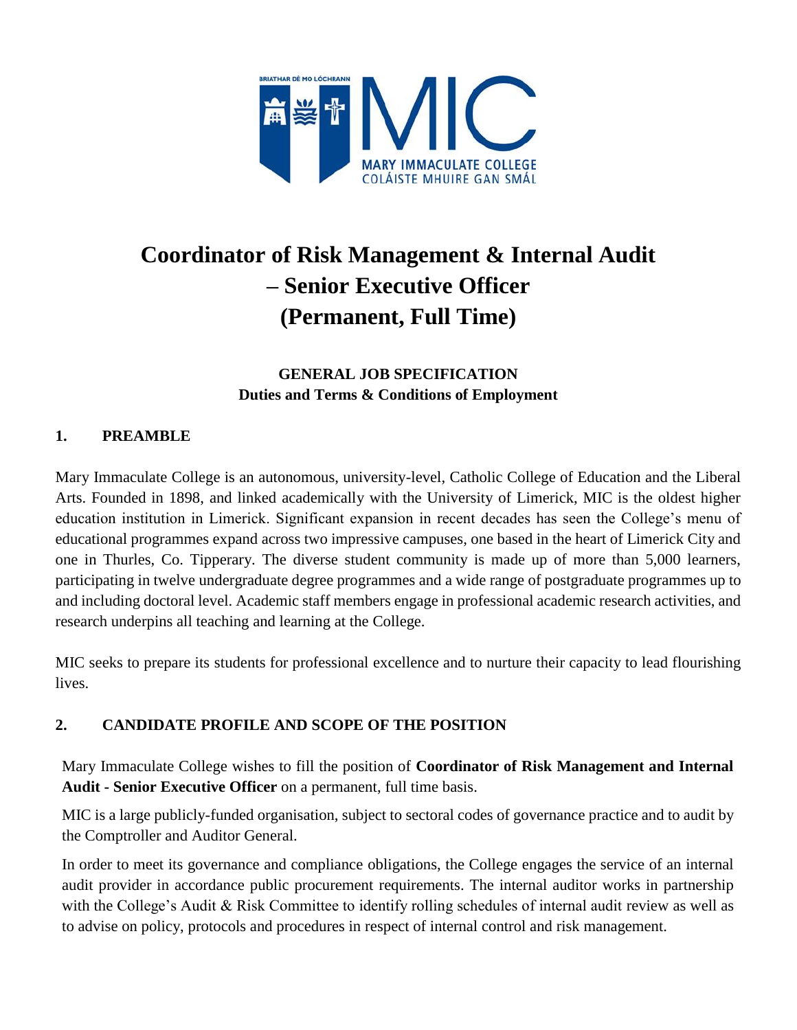# Coordinator of Risk Management & Internal Audit – Senior Executive Officer (Permanent, Full Time)

**GENERAL JOB SPECIFICATION**
**Duties and Terms & Conditions of Employment**

## 1. PREAMBLE

Mary Immaculate College is an autonomous, university-level, Catholic College of Education and the Liberal Arts. Founded in 1898, and linked academically with the University of Limerick, MIC is the oldest higher education institution in Limerick. Significant expansion in recent decades has seen the College's menu of educational programmes expand across two impressive campuses, one based in the heart of Limerick City and one in Thurles, Co. Tipperary. The diverse student community is made up of more than 5,000 learners, participating in twelve undergraduate degree programmes and a wide range of postgraduate programmes up to and including doctoral level. Academic staff members engage in professional academic research activities, and research underpins all teaching and learning at the College.

MIC seeks to prepare its students for professional excellence and to nurture their capacity to lead flourishing lives.

## 2. CANDIDATE PROFILE AND SCOPE OF THE POSITION

Mary Immaculate College wishes to fill the position of **Coordinator of Risk Management and Internal Audit - Senior Executive Officer** on a permanent, full time basis.

MIC is a large publicly-funded organisation, subject to sectoral codes of governance practice and to audit by the Comptroller and Auditor General.

In order to meet its governance and compliance obligations, the College engages the service of an internal audit provider in accordance public procurement requirements. The internal auditor works in partnership with the College's Audit & Risk Committee to identify rolling schedules of internal audit review as well as to advise on policy, protocols and procedures in respect of internal control and risk management.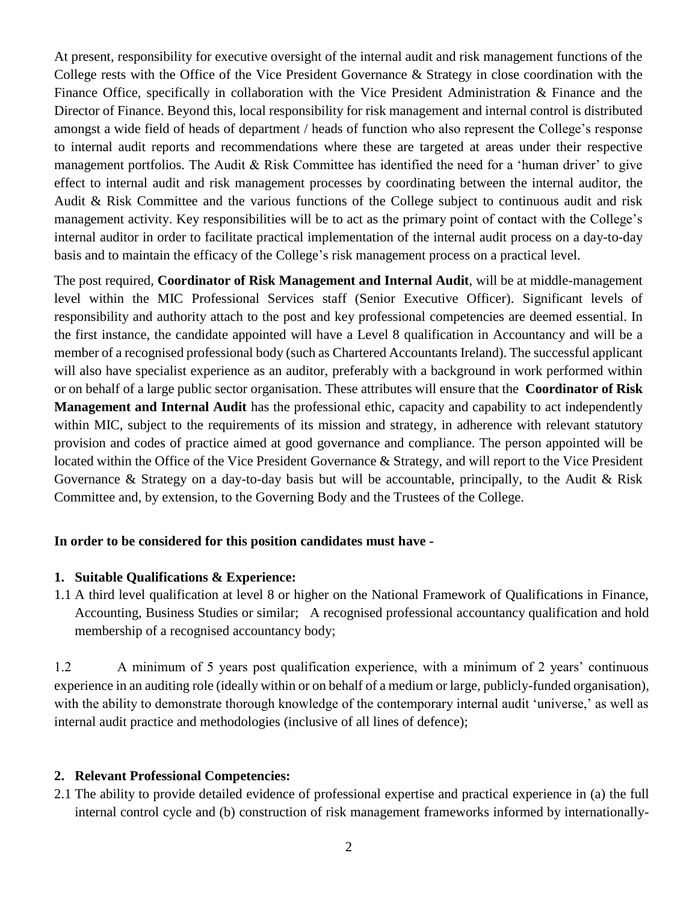At present, responsibility for executive oversight of the internal audit and risk management functions of the College rests with the Office of the Vice President Governance & Strategy in close coordination with the Finance Office, specifically in collaboration with the Vice President Administration & Finance and the Director of Finance. Beyond this, local responsibility for risk management and internal control is distributed amongst a wide field of heads of department / heads of function who also represent the College's response to internal audit reports and recommendations where these are targeted at areas under their respective management portfolios. The Audit & Risk Committee has identified the need for a 'human driver' to give effect to internal audit and risk management processes by coordinating between the internal auditor, the Audit & Risk Committee and the various functions of the College subject to continuous audit and risk management activity. Key responsibilities will be to act as the primary point of contact with the College's internal auditor in order to facilitate practical implementation of the internal audit process on a day-to-day basis and to maintain the efficacy of the College's risk management process on a practical level.

The post required, **Coordinator of Risk Management and Internal Audit**, will be at middle-management level within the MIC Professional Services staff (Senior Executive Officer). Significant levels of responsibility and authority attach to the post and key professional competencies are deemed essential. In the first instance, the candidate appointed will have a Level 8 qualification in Accountancy and will be a member of a recognised professional body (such as Chartered Accountants Ireland). The successful applicant will also have specialist experience as an auditor, preferably with a background in work performed within or on behalf of a large public sector organisation. These attributes will ensure that the **Coordinator of Risk Management and Internal Audit** has the professional ethic, capacity and capability to act independently within MIC, subject to the requirements of its mission and strategy, in adherence with relevant statutory provision and codes of practice aimed at good governance and compliance. The person appointed will be located within the Office of the Vice President Governance & Strategy, and will report to the Vice President Governance & Strategy on a day-to-day basis but will be accountable, principally, to the Audit & Risk Committee and, by extension, to the Governing Body and the Trustees of the College.

**In order to be considered for this position candidates must have -**

**1. Suitable Qualifications & Experience:**

1.1 A third level qualification at level 8 or higher on the National Framework of Qualifications in Finance, Accounting, Business Studies or similar; A recognised professional accountancy qualification and hold membership of a recognised accountancy body;

1.2 A minimum of 5 years post qualification experience, with a minimum of 2 years' continuous experience in an auditing role (ideally within or on behalf of a medium or large, publicly-funded organisation), with the ability to demonstrate thorough knowledge of the contemporary internal audit 'universe,' as well as internal audit practice and methodologies (inclusive of all lines of defence);

**2. Relevant Professional Competencies:**

2.1 The ability to provide detailed evidence of professional expertise and practical experience in (a) the full internal control cycle and (b) construction of risk management frameworks informed by internationally-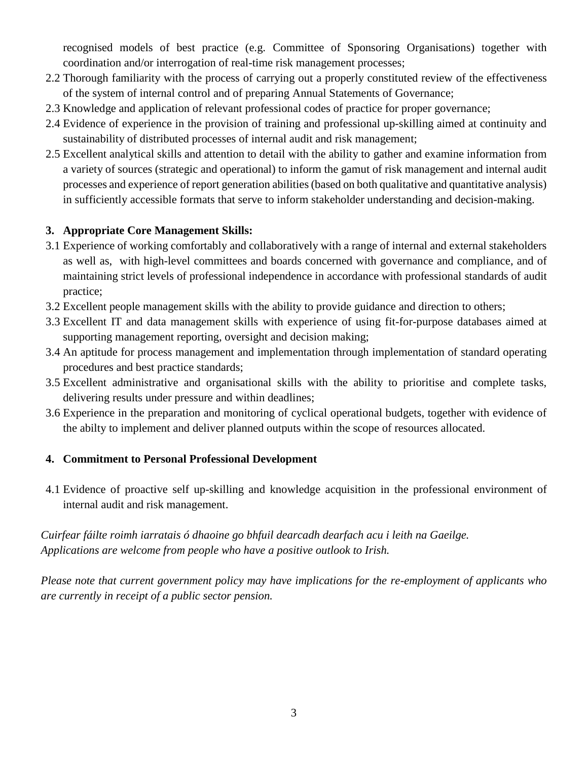recognised models of best practice (e.g. Committee of Sponsoring Organisations) together with coordination and/or interrogation of real-time risk management processes;

2.2 Thorough familiarity with the process of carrying out a properly constituted review of the effectiveness of the system of internal control and of preparing Annual Statements of Governance;

2.3 Knowledge and application of relevant professional codes of practice for proper governance;

2.4 Evidence of experience in the provision of training and professional up-skilling aimed at continuity and sustainability of distributed processes of internal audit and risk management;

2.5 Excellent analytical skills and attention to detail with the ability to gather and examine information from a variety of sources (strategic and operational) to inform the gamut of risk management and internal audit processes and experience of report generation abilities (based on both qualitative and quantitative analysis) in sufficiently accessible formats that serve to inform stakeholder understanding and decision-making.

**3. Appropriate Core Management Skills:**

3.1 Experience of working comfortably and collaboratively with a range of internal and external stakeholders as well as, with high-level committees and boards concerned with governance and compliance, and of maintaining strict levels of professional independence in accordance with professional standards of audit practice;

3.2 Excellent people management skills with the ability to provide guidance and direction to others;

3.3 Excellent IT and data management skills with experience of using fit-for-purpose databases aimed at supporting management reporting, oversight and decision making;

3.4 An aptitude for process management and implementation through implementation of standard operating procedures and best practice standards;

3.5 Excellent administrative and organisational skills with the ability to prioritise and complete tasks, delivering results under pressure and within deadlines;

3.6 Experience in the preparation and monitoring of cyclical operational budgets, together with evidence of the abilty to implement and deliver planned outputs within the scope of resources allocated.

**4. Commitment to Personal Professional Development**

4.1 Evidence of proactive self up-skilling and knowledge acquisition in the professional environment of internal audit and risk management.

*Cuirfear fáilte roimh iarratais ó dhaoine go bhfuil dearcadh dearfach acu i leith na Gaeilge.*
*Applications are welcome from people who have a positive outlook to Irish.*

*Please note that current government policy may have implications for the re-employment of applicants who are currently in receipt of a public sector pension.*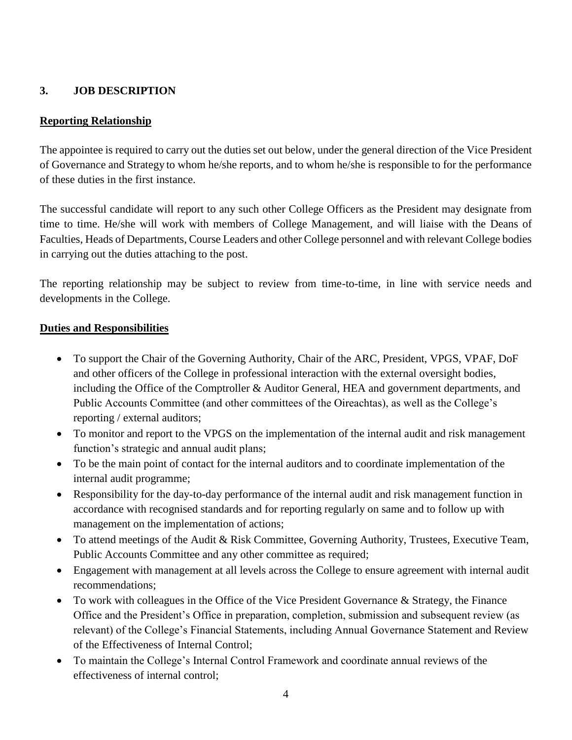## 3. JOB DESCRIPTION

**Reporting Relationship**

The appointee is required to carry out the duties set out below, under the general direction of the Vice President of Governance and Strategy to whom he/she reports, and to whom he/she is responsible to for the performance of these duties in the first instance.

The successful candidate will report to any such other College Officers as the President may designate from time to time. He/she will work with members of College Management, and will liaise with the Deans of Faculties, Heads of Departments, Course Leaders and other College personnel and with relevant College bodies in carrying out the duties attaching to the post.

The reporting relationship may be subject to review from time-to-time, in line with service needs and developments in the College.

**Duties and Responsibilities**

- To support the Chair of the Governing Authority, Chair of the ARC, President, VPGS, VPAF, DoF and other officers of the College in professional interaction with the external oversight bodies, including the Office of the Comptroller & Auditor General, HEA and government departments, and Public Accounts Committee (and other committees of the Oireachtas), as well as the College's reporting / external auditors;
- To monitor and report to the VPGS on the implementation of the internal audit and risk management function's strategic and annual audit plans;
- To be the main point of contact for the internal auditors and to coordinate implementation of the internal audit programme;
- Responsibility for the day-to-day performance of the internal audit and risk management function in accordance with recognised standards and for reporting regularly on same and to follow up with management on the implementation of actions;
- To attend meetings of the Audit & Risk Committee, Governing Authority, Trustees, Executive Team, Public Accounts Committee and any other committee as required;
- Engagement with management at all levels across the College to ensure agreement with internal audit recommendations;
- To work with colleagues in the Office of the Vice President Governance & Strategy, the Finance Office and the President's Office in preparation, completion, submission and subsequent review (as relevant) of the College's Financial Statements, including Annual Governance Statement and Review of the Effectiveness of Internal Control;
- To maintain the College's Internal Control Framework and coordinate annual reviews of the effectiveness of internal control;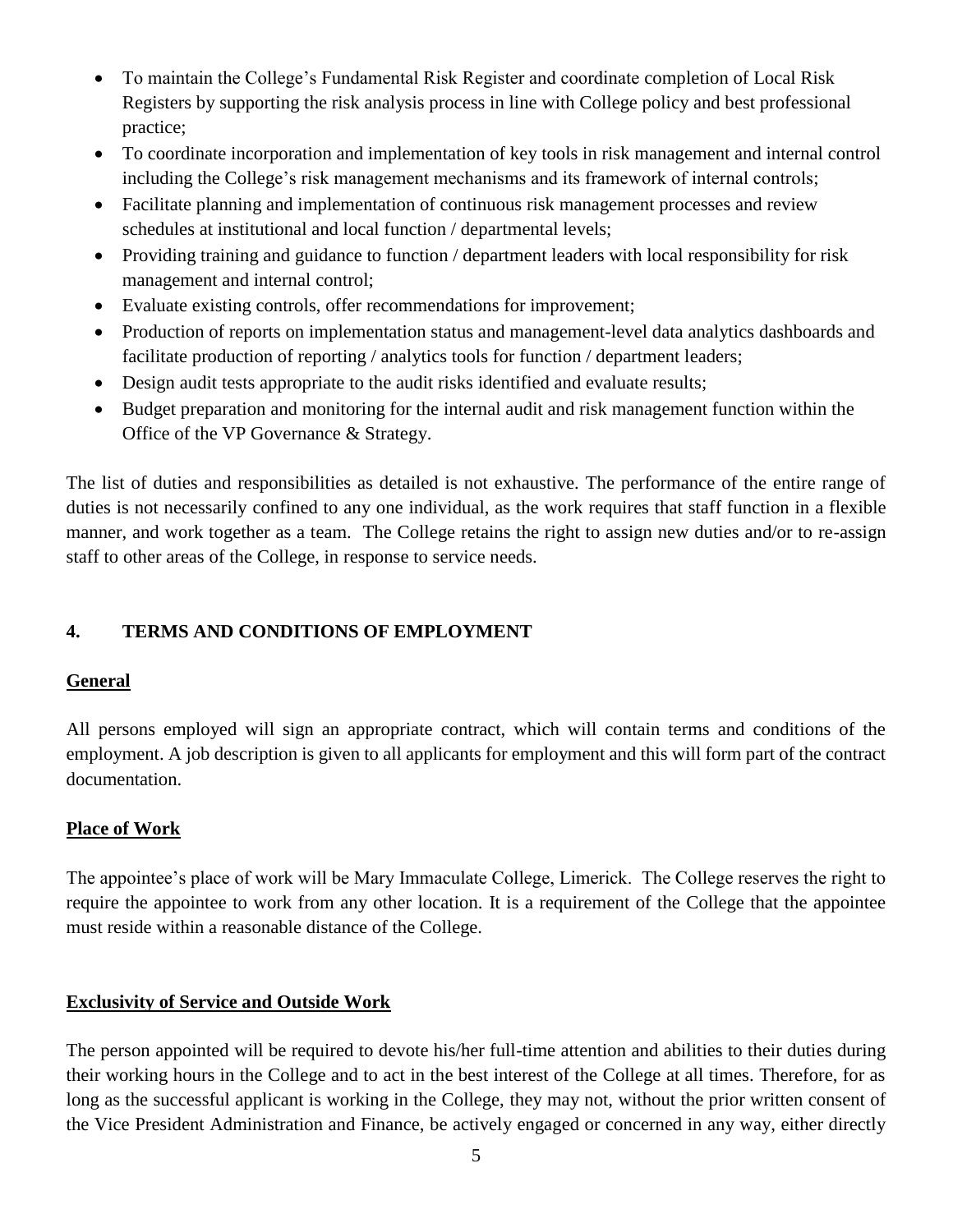- To maintain the College's Fundamental Risk Register and coordinate completion of Local Risk Registers by supporting the risk analysis process in line with College policy and best professional practice;
- To coordinate incorporation and implementation of key tools in risk management and internal control including the College's risk management mechanisms and its framework of internal controls;
- Facilitate planning and implementation of continuous risk management processes and review schedules at institutional and local function / departmental levels;
- Providing training and guidance to function / department leaders with local responsibility for risk management and internal control;
- Evaluate existing controls, offer recommendations for improvement;
- Production of reports on implementation status and management-level data analytics dashboards and facilitate production of reporting / analytics tools for function / department leaders;
- Design audit tests appropriate to the audit risks identified and evaluate results;
- Budget preparation and monitoring for the internal audit and risk management function within the Office of the VP Governance & Strategy.

The list of duties and responsibilities as detailed is not exhaustive. The performance of the entire range of duties is not necessarily confined to any one individual, as the work requires that staff function in a flexible manner, and work together as a team. The College retains the right to assign new duties and/or to re-assign staff to other areas of the College, in response to service needs.

## 4. TERMS AND CONDITIONS OF EMPLOYMENT

### General

All persons employed will sign an appropriate contract, which will contain terms and conditions of the employment. A job description is given to all applicants for employment and this will form part of the contract documentation.

### Place of Work

The appointee's place of work will be Mary Immaculate College, Limerick. The College reserves the right to require the appointee to work from any other location. It is a requirement of the College that the appointee must reside within a reasonable distance of the College.

### Exclusivity of Service and Outside Work

The person appointed will be required to devote his/her full-time attention and abilities to their duties during their working hours in the College and to act in the best interest of the College at all times. Therefore, for as long as the successful applicant is working in the College, they may not, without the prior written consent of the Vice President Administration and Finance, be actively engaged or concerned in any way, either directly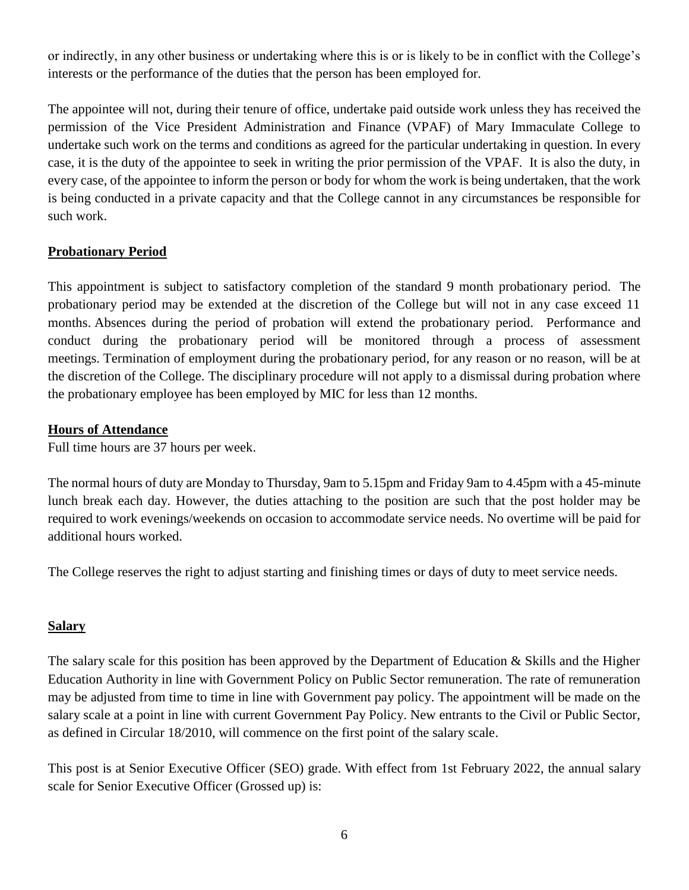or indirectly, in any other business or undertaking where this is or is likely to be in conflict with the College's interests or the performance of the duties that the person has been employed for.

The appointee will not, during their tenure of office, undertake paid outside work unless they has received the permission of the Vice President Administration and Finance (VPAF) of Mary Immaculate College to undertake such work on the terms and conditions as agreed for the particular undertaking in question. In every case, it is the duty of the appointee to seek in writing the prior permission of the VPAF. It is also the duty, in every case, of the appointee to inform the person or body for whom the work is being undertaken, that the work is being conducted in a private capacity and that the College cannot in any circumstances be responsible for such work.

**Probationary Period**

This appointment is subject to satisfactory completion of the standard 9 month probationary period. The probationary period may be extended at the discretion of the College but will not in any case exceed 11 months. Absences during the period of probation will extend the probationary period. Performance and conduct during the probationary period will be monitored through a process of assessment meetings. Termination of employment during the probationary period, for any reason or no reason, will be at the discretion of the College. The disciplinary procedure will not apply to a dismissal during probation where the probationary employee has been employed by MIC for less than 12 months.

**Hours of Attendance**

Full time hours are 37 hours per week.

The normal hours of duty are Monday to Thursday, 9am to 5.15pm and Friday 9am to 4.45pm with a 45-minute lunch break each day. However, the duties attaching to the position are such that the post holder may be required to work evenings/weekends on occasion to accommodate service needs. No overtime will be paid for additional hours worked.

The College reserves the right to adjust starting and finishing times or days of duty to meet service needs.

**Salary**

The salary scale for this position has been approved by the Department of Education & Skills and the Higher Education Authority in line with Government Policy on Public Sector remuneration. The rate of remuneration may be adjusted from time to time in line with Government pay policy. The appointment will be made on the salary scale at a point in line with current Government Pay Policy. New entrants to the Civil or Public Sector, as defined in Circular 18/2010, will commence on the first point of the salary scale.

This post is at Senior Executive Officer (SEO) grade. With effect from 1st February 2022, the annual salary scale for Senior Executive Officer (Grossed up) is: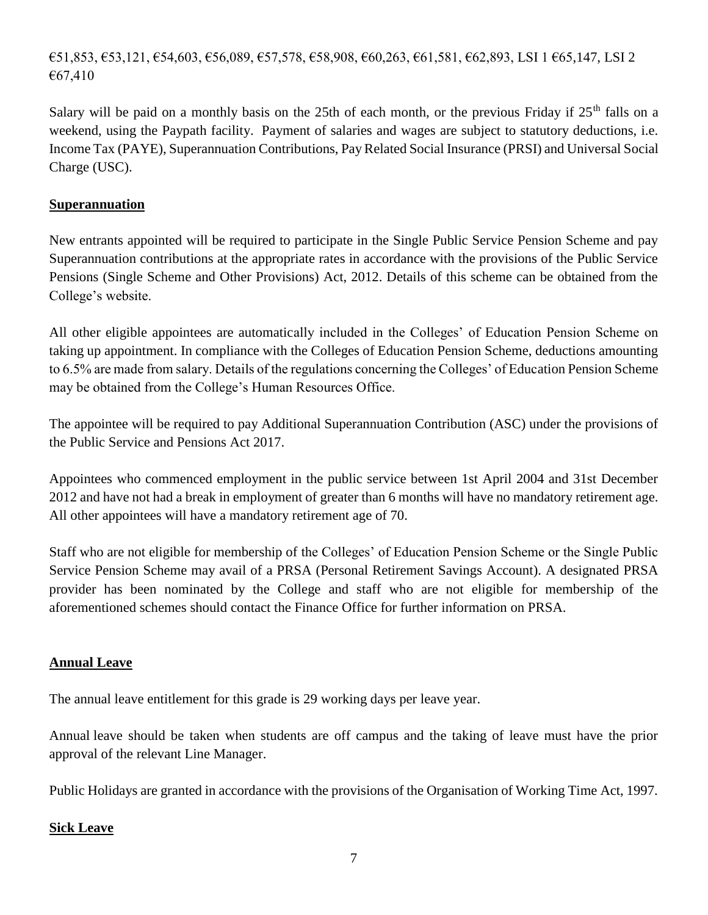€51,853, €53,121, €54,603, €56,089, €57,578, €58,908, €60,263, €61,581, €62,893, LSI 1 €65,147, LSI 2 €67,410

Salary will be paid on a monthly basis on the 25th of each month, or the previous Friday if 25th falls on a weekend, using the Paypath facility. Payment of salaries and wages are subject to statutory deductions, i.e. Income Tax (PAYE), Superannuation Contributions, Pay Related Social Insurance (PRSI) and Universal Social Charge (USC).

## Superannuation

New entrants appointed will be required to participate in the Single Public Service Pension Scheme and pay Superannuation contributions at the appropriate rates in accordance with the provisions of the Public Service Pensions (Single Scheme and Other Provisions) Act, 2012. Details of this scheme can be obtained from the College's website.

All other eligible appointees are automatically included in the Colleges' of Education Pension Scheme on taking up appointment. In compliance with the Colleges of Education Pension Scheme, deductions amounting to 6.5% are made from salary. Details of the regulations concerning the Colleges' of Education Pension Scheme may be obtained from the College's Human Resources Office.

The appointee will be required to pay Additional Superannuation Contribution (ASC) under the provisions of the Public Service and Pensions Act 2017.

Appointees who commenced employment in the public service between 1st April 2004 and 31st December 2012 and have not had a break in employment of greater than 6 months will have no mandatory retirement age. All other appointees will have a mandatory retirement age of 70.

Staff who are not eligible for membership of the Colleges' of Education Pension Scheme or the Single Public Service Pension Scheme may avail of a PRSA (Personal Retirement Savings Account). A designated PRSA provider has been nominated by the College and staff who are not eligible for membership of the aforementioned schemes should contact the Finance Office for further information on PRSA.

## Annual Leave

The annual leave entitlement for this grade is 29 working days per leave year.

Annual leave should be taken when students are off campus and the taking of leave must have the prior approval of the relevant Line Manager.

Public Holidays are granted in accordance with the provisions of the Organisation of Working Time Act, 1997.

## Sick Leave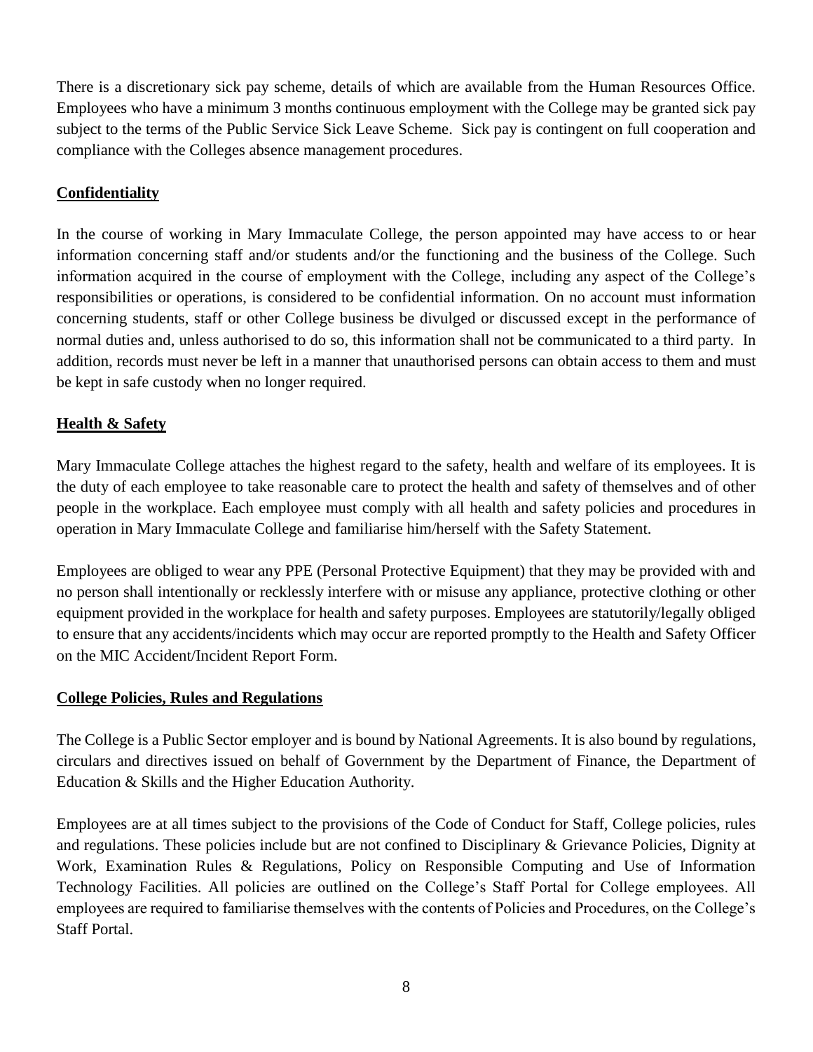There is a discretionary sick pay scheme, details of which are available from the Human Resources Office. Employees who have a minimum 3 months continuous employment with the College may be granted sick pay subject to the terms of the Public Service Sick Leave Scheme. Sick pay is contingent on full cooperation and compliance with the Colleges absence management procedures.

## Confidentiality

In the course of working in Mary Immaculate College, the person appointed may have access to or hear information concerning staff and/or students and/or the functioning and the business of the College. Such information acquired in the course of employment with the College, including any aspect of the College's responsibilities or operations, is considered to be confidential information. On no account must information concerning students, staff or other College business be divulged or discussed except in the performance of normal duties and, unless authorised to do so, this information shall not be communicated to a third party. In addition, records must never be left in a manner that unauthorised persons can obtain access to them and must be kept in safe custody when no longer required.

## Health & Safety

Mary Immaculate College attaches the highest regard to the safety, health and welfare of its employees. It is the duty of each employee to take reasonable care to protect the health and safety of themselves and of other people in the workplace. Each employee must comply with all health and safety policies and procedures in operation in Mary Immaculate College and familiarise him/herself with the Safety Statement.

Employees are obliged to wear any PPE (Personal Protective Equipment) that they may be provided with and no person shall intentionally or recklessly interfere with or misuse any appliance, protective clothing or other equipment provided in the workplace for health and safety purposes. Employees are statutorily/legally obliged to ensure that any accidents/incidents which may occur are reported promptly to the Health and Safety Officer on the MIC Accident/Incident Report Form.

## College Policies, Rules and Regulations

The College is a Public Sector employer and is bound by National Agreements. It is also bound by regulations, circulars and directives issued on behalf of Government by the Department of Finance, the Department of Education & Skills and the Higher Education Authority.

Employees are at all times subject to the provisions of the Code of Conduct for Staff, College policies, rules and regulations. These policies include but are not confined to Disciplinary & Grievance Policies, Dignity at Work, Examination Rules & Regulations, Policy on Responsible Computing and Use of Information Technology Facilities. All policies are outlined on the College's Staff Portal for College employees. All employees are required to familiarise themselves with the contents of Policies and Procedures, on the College's Staff Portal.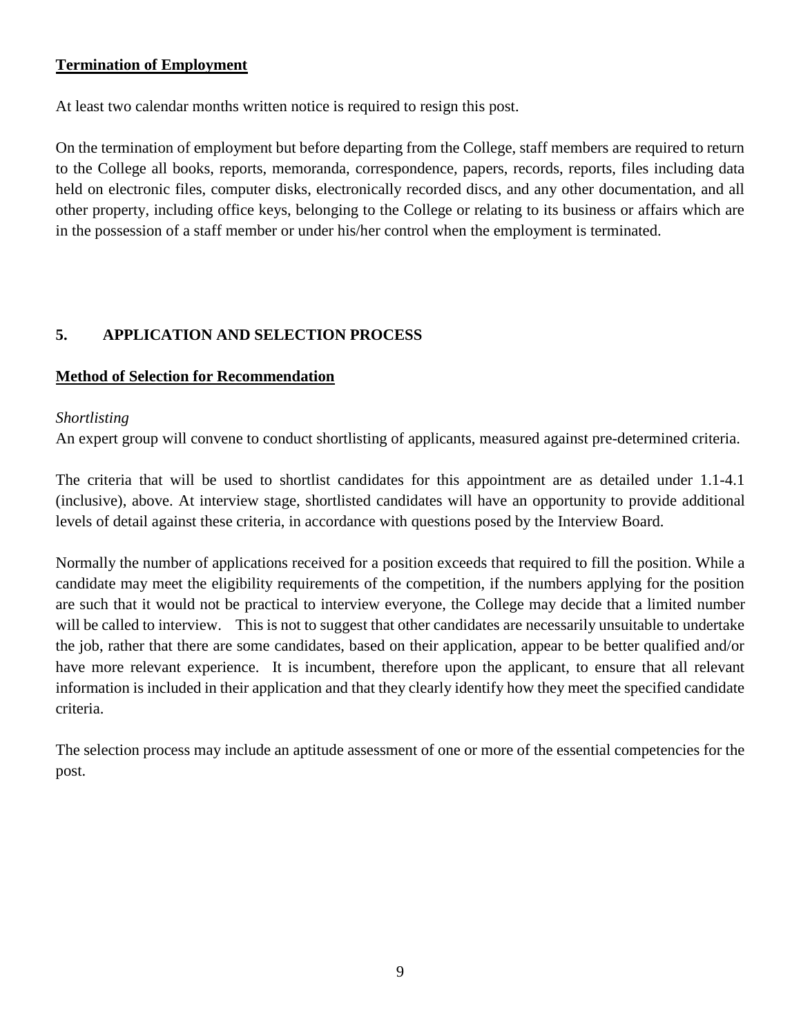**Termination of Employment**

At least two calendar months written notice is required to resign this post.

On the termination of employment but before departing from the College, staff members are required to return to the College all books, reports, memoranda, correspondence, papers, records, reports, files including data held on electronic files, computer disks, electronically recorded discs, and any other documentation, and all other property, including office keys, belonging to the College or relating to its business or affairs which are in the possession of a staff member or under his/her control when the employment is terminated.

## 5. APPLICATION AND SELECTION PROCESS

**Method of Selection for Recommendation**

*Shortlisting*

An expert group will convene to conduct shortlisting of applicants, measured against pre-determined criteria.

The criteria that will be used to shortlist candidates for this appointment are as detailed under 1.1-4.1 (inclusive), above. At interview stage, shortlisted candidates will have an opportunity to provide additional levels of detail against these criteria, in accordance with questions posed by the Interview Board.

Normally the number of applications received for a position exceeds that required to fill the position. While a candidate may meet the eligibility requirements of the competition, if the numbers applying for the position are such that it would not be practical to interview everyone, the College may decide that a limited number will be called to interview. This is not to suggest that other candidates are necessarily unsuitable to undertake the job, rather that there are some candidates, based on their application, appear to be better qualified and/or have more relevant experience. It is incumbent, therefore upon the applicant, to ensure that all relevant information is included in their application and that they clearly identify how they meet the specified candidate criteria.

The selection process may include an aptitude assessment of one or more of the essential competencies for the post.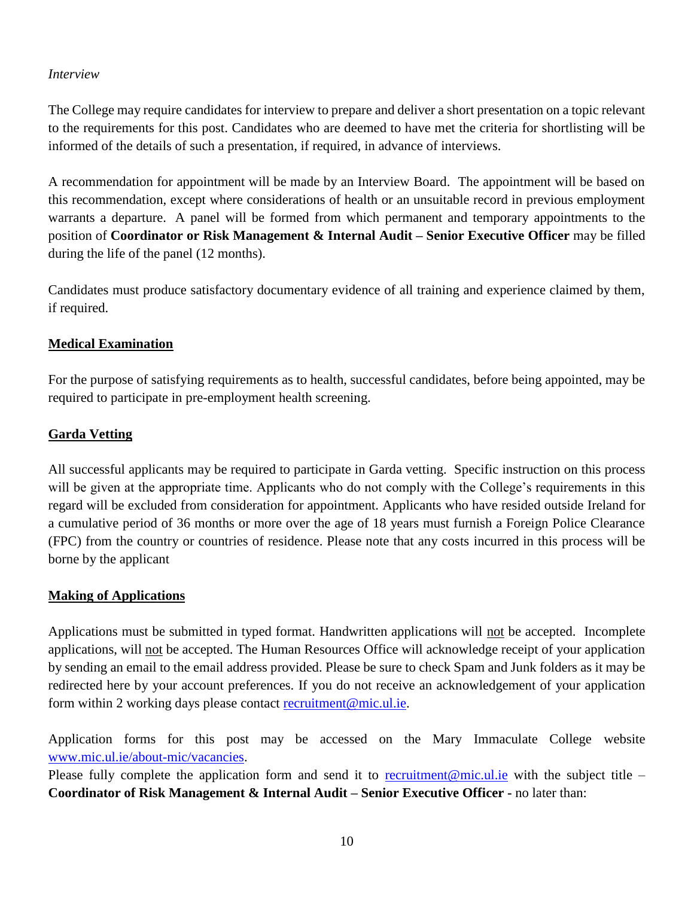*Interview*

The College may require candidates for interview to prepare and deliver a short presentation on a topic relevant to the requirements for this post. Candidates who are deemed to have met the criteria for shortlisting will be informed of the details of such a presentation, if required, in advance of interviews.

A recommendation for appointment will be made by an Interview Board. The appointment will be based on this recommendation, except where considerations of health or an unsuitable record in previous employment warrants a departure. A panel will be formed from which permanent and temporary appointments to the position of **Coordinator or Risk Management & Internal Audit – Senior Executive Officer** may be filled during the life of the panel (12 months).

Candidates must produce satisfactory documentary evidence of all training and experience claimed by them, if required.

**Medical Examination**

For the purpose of satisfying requirements as to health, successful candidates, before being appointed, may be required to participate in pre-employment health screening.

**Garda Vetting**

All successful applicants may be required to participate in Garda vetting. Specific instruction on this process will be given at the appropriate time. Applicants who do not comply with the College's requirements in this regard will be excluded from consideration for appointment. Applicants who have resided outside Ireland for a cumulative period of 36 months or more over the age of 18 years must furnish a Foreign Police Clearance (FPC) from the country or countries of residence. Please note that any costs incurred in this process will be borne by the applicant

**Making of Applications**

Applications must be submitted in typed format. Handwritten applications will not be accepted. Incomplete applications, will not be accepted. The Human Resources Office will acknowledge receipt of your application by sending an email to the email address provided. Please be sure to check Spam and Junk folders as it may be redirected here by your account preferences. If you do not receive an acknowledgement of your application form within 2 working days please contact recruitment@mic.ul.ie.

Application forms for this post may be accessed on the Mary Immaculate College website www.mic.ul.ie/about-mic/vacancies.
Please fully complete the application form and send it to recruitment@mic.ul.ie with the subject title – **Coordinator of Risk Management & Internal Audit – Senior Executive Officer -** no later than: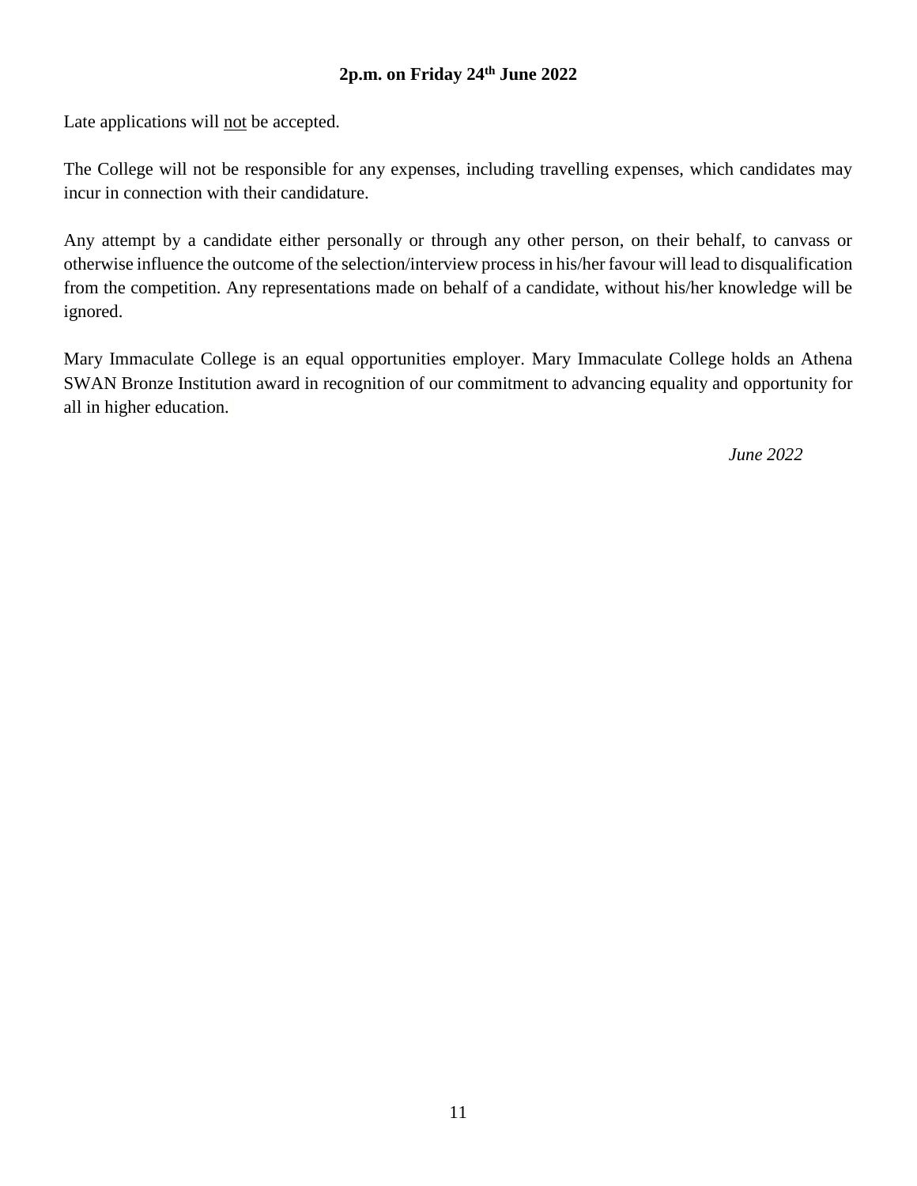**2p.m. on Friday 24th June 2022**

Late applications will not be accepted.

The College will not be responsible for any expenses, including travelling expenses, which candidates may incur in connection with their candidature.

Any attempt by a candidate either personally or through any other person, on their behalf, to canvass or otherwise influence the outcome of the selection/interview process in his/her favour will lead to disqualification from the competition. Any representations made on behalf of a candidate, without his/her knowledge will be ignored.

Mary Immaculate College is an equal opportunities employer. Mary Immaculate College holds an Athena SWAN Bronze Institution award in recognition of our commitment to advancing equality and opportunity for all in higher education.

*June 2022*